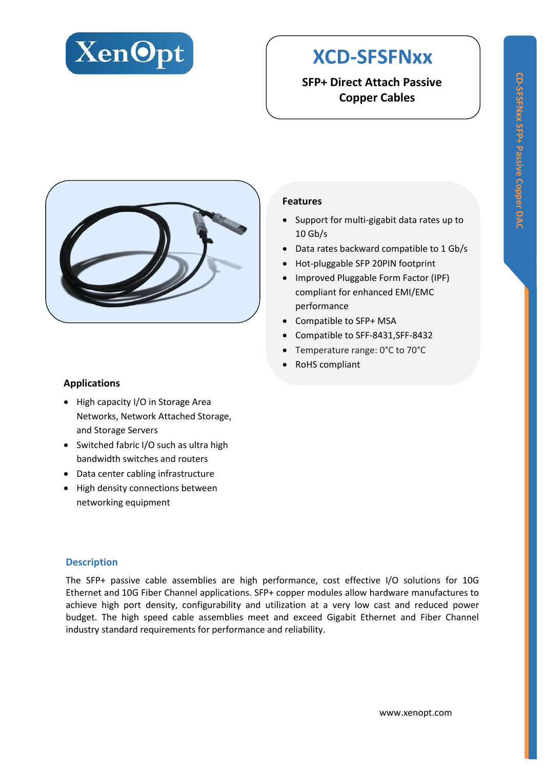XenOpt

# XCD-SFSFNxx

**SFP+ Direct Attach Passive Copper Cables**

## Features

- Support for multi-gigabit data rates up to 10 Gb/s
- Data rates backward compatible to 1 Gb/s
- Hot-pluggable SFP 20PIN footprint
- Improved Pluggable Form Factor (IPF) compliant for enhanced EMI/EMC performance
- Compatible to SFP+ MSA
- Compatible to SFF-8431,SFF-8432
- Temperature range: 0°C to 70°C
- RoHS compliant

## Applications

- High capacity I/O in Storage Area Networks, Network Attached Storage, and Storage Servers
- Switched fabric I/O such as ultra high bandwidth switches and routers
- Data center cabling infrastructure
- High density connections between networking equipment

## Description

The SFP+ passive cable assemblies are high performance, cost effective I/O solutions for 10G Ethernet and 10G Fiber Channel applications. SFP+ copper modules allow hardware manufactures to achieve high port density, configurability and utilization at a very low cast and reduced power budget. The high speed cable assemblies meet and exceed Gigabit Ethernet and Fiber Channel industry standard requirements for performance and reliability.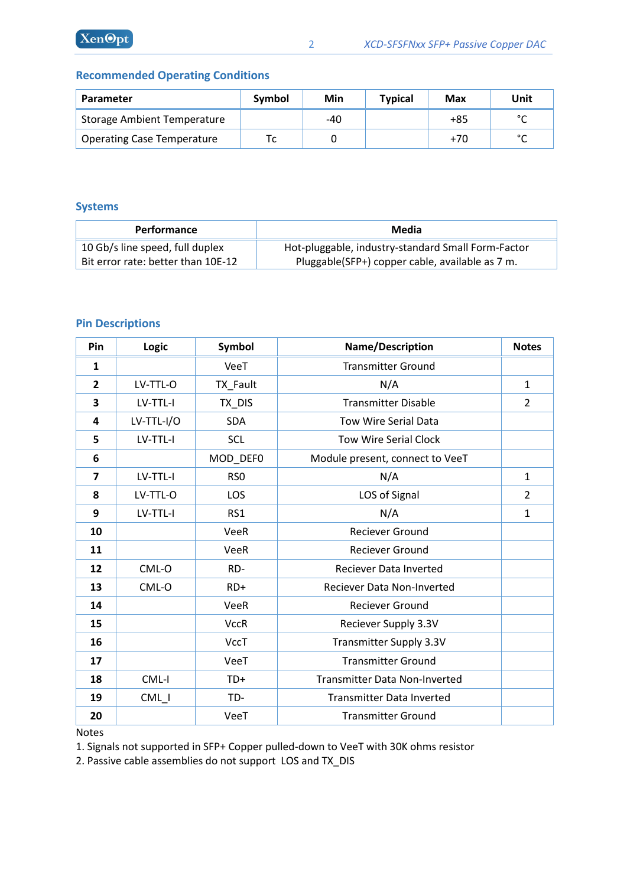## Recommended Operating Conditions

| Parameter | Symbol | Min | Typical | Max | Unit |
|---|---|---|---|---|---|
| Storage Ambient Temperature | | -40 | | +85 | °C |
| Operating Case Temperature | Tc | 0 | | +70 | °C |

## Systems

| Performance | Media |
|---|---|
| 10 Gb/s line speed, full duplex<br>Bit error rate: better than 10E-12 | Hot-pluggable, industry-standard Small Form-Factor Pluggable(SFP+) copper cable, available as 7 m. |

## Pin Descriptions

| Pin | Logic | Symbol | Name/Description | Notes |
|---|---|---|---|---|
| **1** | | VeeT | Transmitter Ground | |
| **2** | LV-TTL-O | TX_Fault | N/A | 1 |
| **3** | LV-TTL-I | TX_DIS | Transmitter Disable | 2 |
| **4** | LV-TTL-I/O | SDA | Tow Wire Serial Data | |
| **5** | LV-TTL-I | SCL | Tow Wire Serial Clock | |
| **6** | | MOD_DEF0 | Module present, connect to VeeT | |
| **7** | LV-TTL-I | RS0 | N/A | 1 |
| **8** | LV-TTL-O | LOS | LOS of Signal | 2 |
| **9** | LV-TTL-I | RS1 | N/A | 1 |
| **10** | | VeeR | Reciever Ground | |
| **11** | | VeeR | Reciever Ground | |
| **12** | CML-O | RD- | Reciever Data Inverted | |
| **13** | CML-O | RD+ | Reciever Data Non-Inverted | |
| **14** | | VeeR | Reciever Ground | |
| **15** | | VccR | Reciever Supply 3.3V | |
| **16** | | VccT | Transmitter Supply 3.3V | |
| **17** | | VeeT | Transmitter Ground | |
| **18** | CML-I | TD+ | Transmitter Data Non-Inverted | |
| **19** | CML_I | TD- | Transmitter Data Inverted | |
| **20** | | VeeT | Transmitter Ground | |

Notes

1. Signals not supported in SFP+ Copper pulled-down to VeeT with 30K ohms resistor
2. Passive cable assemblies do not support LOS and TX_DIS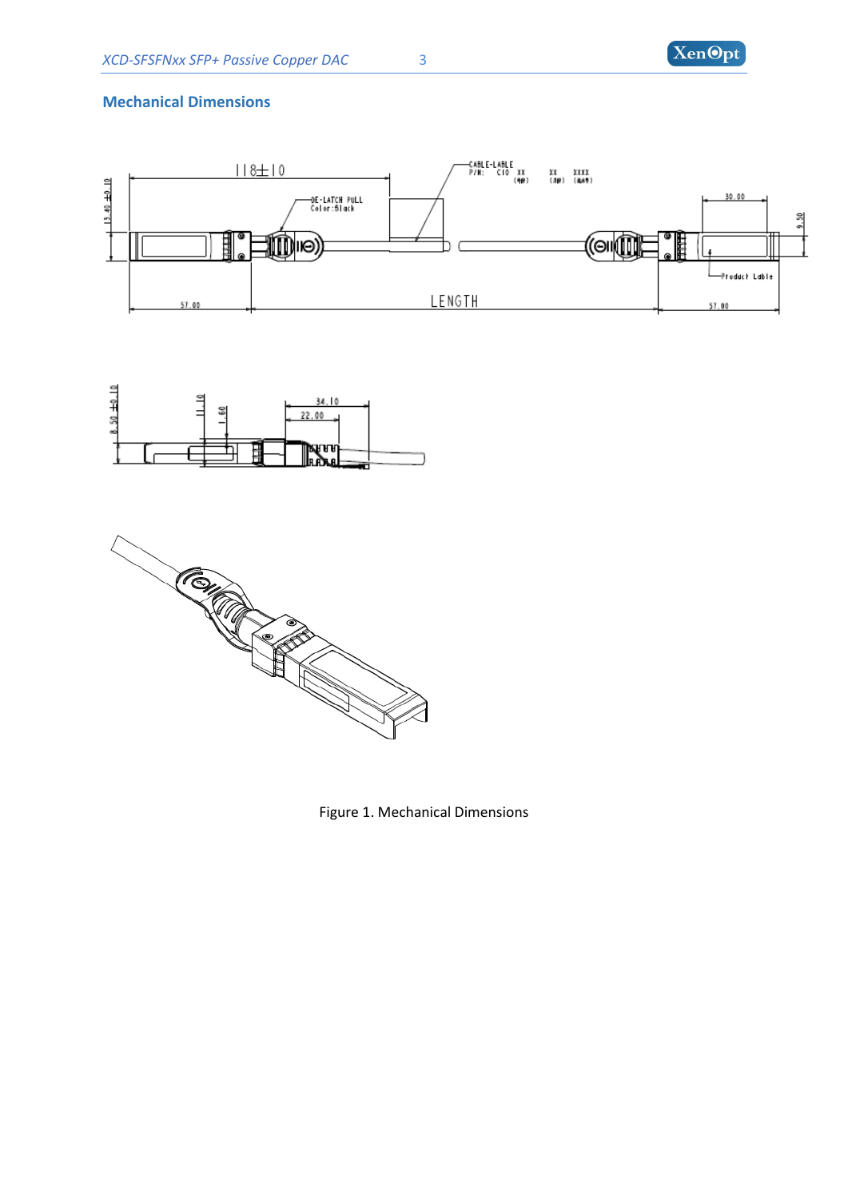## Mechanical Dimensions

Figure 1. Mechanical Dimensions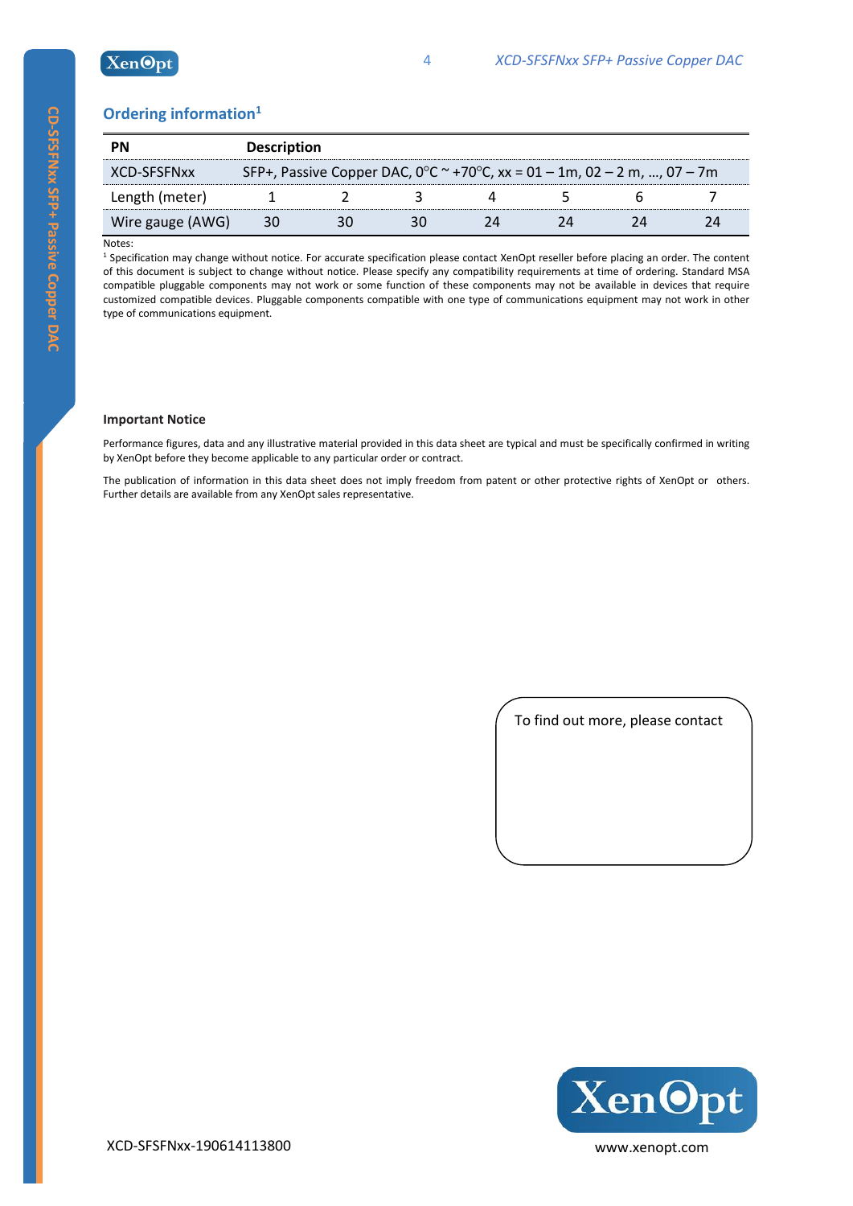## Ordering information[1]

| PN | Description | | | | | | |
|---|---|---|---|---|---|---|---|
| XCD-SFSFNxx | SFP+, Passive Copper DAC, 0°C ~ +70°C, xx = 01 – 1m, 02 – 2 m, …, 07 – 7m | | | | | | |
| Length (meter) | 1 | 2 | 3 | 4 | 5 | 6 | 7 |
| Wire gauge (AWG) | 30 | 30 | 30 | 24 | 24 | 24 | 24 |

Notes:

[1] Specification may change without notice. For accurate specification please contact XenOpt reseller before placing an order. The content of this document is subject to change without notice. Please specify any compatibility requirements at time of ordering. Standard MSA compatible pluggable components may not work or some function of these components may not be available in devices that require customized compatible devices. Pluggable components compatible with one type of communications equipment may not work in other type of communications equipment.

**Important Notice**

Performance figures, data and any illustrative material provided in this data sheet are typical and must be specifically confirmed in writing by XenOpt before they become applicable to any particular order or contract.

The publication of information in this data sheet does not imply freedom from patent or other protective rights of XenOpt or others. Further details are available from any XenOpt sales representative.

To find out more, please contact

XCD-SFSFNxx-190614113800

www.xenopt.com